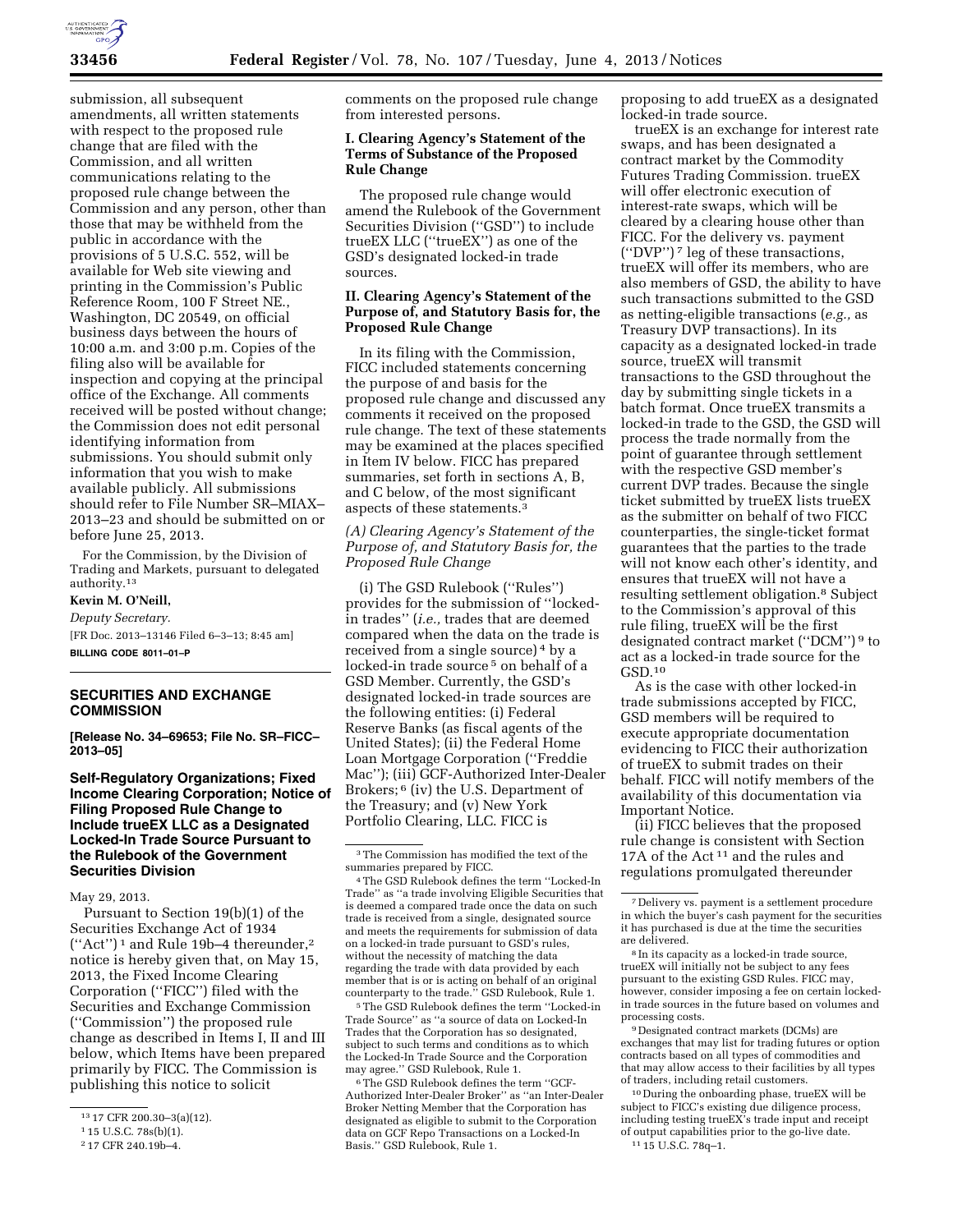submission, all subsequent amendments, all written statements with respect to the proposed rule change that are filed with the Commission, and all written communications relating to the proposed rule change between the Commission and any person, other than those that may be withheld from the public in accordance with the provisions of 5 U.S.C. 552, will be available for Web site viewing and printing in the Commission's Public Reference Room, 100 F Street NE., Washington, DC 20549, on official business days between the hours of 10:00 a.m. and 3:00 p.m. Copies of the filing also will be available for inspection and copying at the principal office of the Exchange. All comments received will be posted without change; the Commission does not edit personal identifying information from submissions. You should submit only information that you wish to make available publicly. All submissions should refer to File Number SR–MIAX–2013–23 and should be submitted on or before June 25, 2013.

For the Commission, by the Division of Trading and Markets, pursuant to delegated authority.[13]

**Kevin M. O'Neill,**

*Deputy Secretary.*

[FR Doc. 2013–13146 Filed 6–3–13; 8:45 am]

**BILLING CODE 8011–01–P**

[13] 17 CFR 200.30–3(a)(12).

## SECURITIES AND EXCHANGE COMMISSION

**[Release No. 34–69653; File No. SR–FICC–2013–05]**

## Self-Regulatory Organizations; Fixed Income Clearing Corporation; Notice of Filing Proposed Rule Change to Include trueEX LLC as a Designated Locked-In Trade Source Pursuant to the Rulebook of the Government Securities Division

May 29, 2013.

Pursuant to Section 19(b)(1) of the Securities Exchange Act of 1934 ("Act")[1] and Rule 19b–4 thereunder,[2] notice is hereby given that, on May 15, 2013, the Fixed Income Clearing Corporation ("FICC") filed with the Securities and Exchange Commission ("Commission") the proposed rule change as described in Items I, II and III below, which Items have been prepared primarily by FICC. The Commission is publishing this notice to solicit comments on the proposed rule change from interested persons.

[1] 15 U.S.C. 78s(b)(1).

[2] 17 CFR 240.19b–4.

### I. Clearing Agency's Statement of the Terms of Substance of the Proposed Rule Change

The proposed rule change would amend the Rulebook of the Government Securities Division ("GSD") to include trueEX LLC ("trueEX") as one of the GSD's designated locked-in trade sources.

### II. Clearing Agency's Statement of the Purpose of, and Statutory Basis for, the Proposed Rule Change

In its filing with the Commission, FICC included statements concerning the purpose of and basis for the proposed rule change and discussed any comments it received on the proposed rule change. The text of these statements may be examined at the places specified in Item IV below. FICC has prepared summaries, set forth in sections A, B, and C below, of the most significant aspects of these statements.[3]

*(A) Clearing Agency's Statement of the Purpose of, and Statutory Basis for, the Proposed Rule Change*

(i) The GSD Rulebook ("Rules") provides for the submission of "locked-in trades" (*i.e.,* trades that are deemed compared when the data on the trade is received from a single source)[4] by a locked-in trade source[5] on behalf of a GSD Member. Currently, the GSD's designated locked-in trade sources are the following entities: (i) Federal Reserve Banks (as fiscal agents of the United States); (ii) the Federal Home Loan Mortgage Corporation ("Freddie Mac"); (iii) GCF-Authorized Inter-Dealer Brokers;[6] (iv) the U.S. Department of the Treasury; and (v) New York Portfolio Clearing, LLC. FICC is proposing to add trueEX as a designated locked-in trade source.

[3] The Commission has modified the text of the summaries prepared by FICC.

[4] The GSD Rulebook defines the term "Locked-In Trade" as "a trade involving Eligible Securities that is deemed a compared trade once the data on such trade is received from a single, designated source and meets the requirements for submission of data on a locked-in trade pursuant to GSD's rules, without the necessity of matching the data regarding the trade with data provided by each member that is or is acting on behalf of an original counterparty to the trade." GSD Rulebook, Rule 1.

[5] The GSD Rulebook defines the term "Locked-in Trade Source" as "a source of data on Locked-In Trades that the Corporation has so designated, subject to such terms and conditions as to which the Locked-In Trade Source and the Corporation may agree." GSD Rulebook, Rule 1.

[6] The GSD Rulebook defines the term "GCF-Authorized Inter-Dealer Broker" as "an Inter-Dealer Broker Netting Member that the Corporation has designated as eligible to submit to the Corporation data on GCF Repo Transactions on a Locked-In Basis." GSD Rulebook, Rule 1.

trueEX is an exchange for interest rate swaps, and has been designated a contract market by the Commodity Futures Trading Commission. trueEX will offer electronic execution of interest-rate swaps, which will be cleared by a clearing house other than FICC. For the delivery vs. payment ("DVP")[7] leg of these transactions, trueEX will offer its members, who are also members of GSD, the ability to have such transactions submitted to the GSD as netting-eligible transactions (*e.g.,* as Treasury DVP transactions). In its capacity as a designated locked-in trade source, trueEX will transmit transactions to the GSD throughout the day by submitting single tickets in a batch format. Once trueEX transmits a locked-in trade to the GSD, the GSD will process the trade normally from the point of guarantee through settlement with the respective GSD member's current DVP trades. Because the single ticket submitted by trueEX lists trueEX as the submitter on behalf of two FICC counterparties, the single-ticket format guarantees that the parties to the trade will not know each other's identity, and ensures that trueEX will not have a resulting settlement obligation.[8] Subject to the Commission's approval of this rule filing, trueEX will be the first designated contract market ("DCM")[9] to act as a locked-in trade source for the GSD.[10]

As is the case with other locked-in trade submissions accepted by FICC, GSD members will be required to execute appropriate documentation evidencing to FICC their authorization of trueEX to submit trades on their behalf. FICC will notify members of the availability of this documentation via Important Notice.

(ii) FICC believes that the proposed rule change is consistent with Section 17A of the Act[11] and the rules and regulations promulgated thereunder

[7] Delivery vs. payment is a settlement procedure in which the buyer's cash payment for the securities it has purchased is due at the time the securities are delivered.

[8] In its capacity as a locked-in trade source, trueEX will initially not be subject to any fees pursuant to the existing GSD Rules. FICC may, however, consider imposing a fee on certain locked-in trade sources in the future based on volumes and processing costs.

[9] Designated contract markets (DCMs) are exchanges that may list for trading futures or option contracts based on all types of commodities and that may allow access to their facilities by all types of traders, including retail customers.

[10] During the onboarding phase, trueEX will be subject to FICC's existing due diligence process, including testing trueEX's trade input and receipt of output capabilities prior to the go-live date.

[11] 15 U.S.C. 78q–1.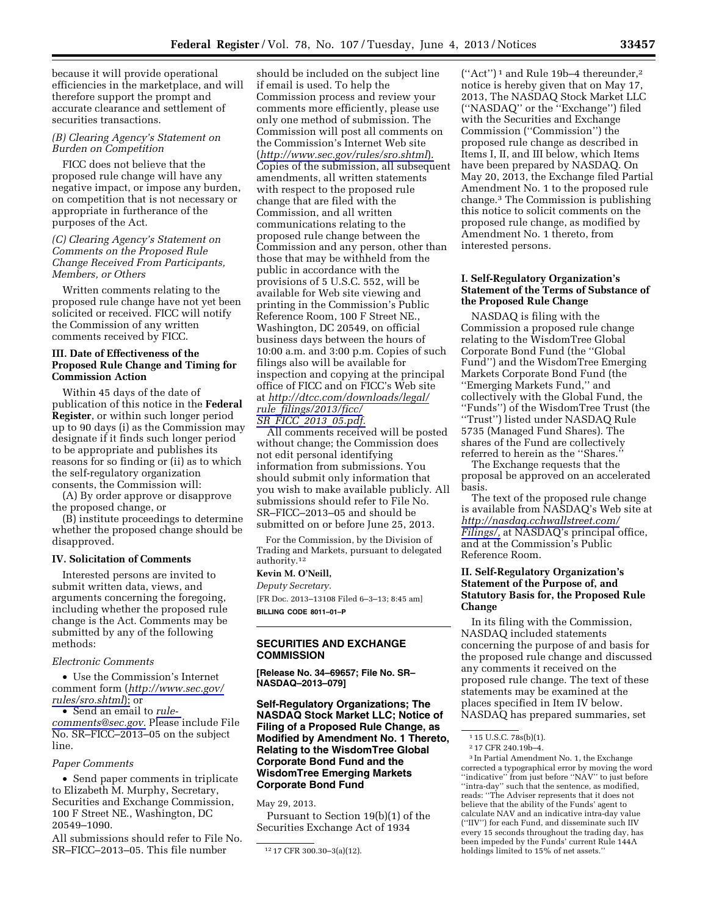because it will provide operational efficiencies in the marketplace, and will therefore support the prompt and accurate clearance and settlement of securities transactions.

*(B) Clearing Agency's Statement on Burden on Competition*

FICC does not believe that the proposed rule change will have any negative impact, or impose any burden, on competition that is not necessary or appropriate in furtherance of the purposes of the Act.

*(C) Clearing Agency's Statement on Comments on the Proposed Rule Change Received From Participants, Members, or Others*

Written comments relating to the proposed rule change have not yet been solicited or received. FICC will notify the Commission of any written comments received by FICC.

**III. Date of Effectiveness of the Proposed Rule Change and Timing for Commission Action**

Within 45 days of the date of publication of this notice in the **Federal Register**, or within such longer period up to 90 days (i) as the Commission may designate if it finds such longer period to be appropriate and publishes its reasons for so finding or (ii) as to which the self-regulatory organization consents, the Commission will:

(A) By order approve or disapprove the proposed change, or

(B) institute proceedings to determine whether the proposed change should be disapproved.

**IV. Solicitation of Comments**

Interested persons are invited to submit written data, views, and arguments concerning the foregoing, including whether the proposed rule change is the Act. Comments may be submitted by any of the following methods:

*Electronic Comments*

- Use the Commission's Internet comment form (*http://www.sec.gov/rules/sro.shtml*); or
- Send an email to *rule-comments@sec.gov*. Please include File No. SR–FICC–2013–05 on the subject line.

*Paper Comments*

- Send paper comments in triplicate to Elizabeth M. Murphy, Secretary, Securities and Exchange Commission, 100 F Street NE., Washington, DC 20549–1090.

All submissions should refer to File No. SR–FICC–2013–05. This file number should be included on the subject line if email is used. To help the Commission process and review your comments more efficiently, please use only one method of submission. The Commission will post all comments on the Commission's Internet Web site (*http://www.sec.gov/rules/sro.shtml*). Copies of the submission, all subsequent amendments, all written statements with respect to the proposed rule change that are filed with the Commission, and all written communications relating to the proposed rule change between the Commission and any person, other than those that may be withheld from the public in accordance with the provisions of 5 U.S.C. 552, will be available for Web site viewing and printing in the Commission's Public Reference Room, 100 F Street NE., Washington, DC 20549, on official business days between the hours of 10:00 a.m. and 3:00 p.m. Copies of such filings also will be available for inspection and copying at the principal office of FICC and on FICC's Web site at *http://dtcc.com/downloads/legal/rule_filings/2013/ficc/SR_FICC_2013_05.pdf*.

All comments received will be posted without change; the Commission does not edit personal identifying information from submissions. You should submit only information that you wish to make available publicly. All submissions should refer to File No. SR–FICC–2013–05 and should be submitted on or before June 25, 2013.

For the Commission, by the Division of Trading and Markets, pursuant to delegated authority.[12]

**Kevin M. O'Neill,**

*Deputy Secretary.*

[FR Doc. 2013–13108 Filed 6–3–13; 8:45 am]

**BILLING CODE 8011–01–P**

[12] 17 CFR 300.30–3(a)(12).

---

**SECURITIES AND EXCHANGE COMMISSION**

**[Release No. 34–69657; File No. SR–NASDAQ–2013–079]**

**Self-Regulatory Organizations; The NASDAQ Stock Market LLC; Notice of Filing of a Proposed Rule Change, as Modified by Amendment No. 1 Thereto, Relating to the WisdomTree Global Corporate Bond Fund and the WisdomTree Emerging Markets Corporate Bond Fund**

May 29, 2013.

Pursuant to Section 19(b)(1) of the Securities Exchange Act of 1934 (''Act'')[1] and Rule 19b–4 thereunder,[2] notice is hereby given that on May 17, 2013, The NASDAQ Stock Market LLC (''NASDAQ'' or the ''Exchange'') filed with the Securities and Exchange Commission (''Commission'') the proposed rule change as described in Items I, II, and III below, which Items have been prepared by NASDAQ. On May 20, 2013, the Exchange filed Partial Amendment No. 1 to the proposed rule change.[3] The Commission is publishing this notice to solicit comments on the proposed rule change, as modified by Amendment No. 1 thereto, from interested persons.

**I. Self-Regulatory Organization's Statement of the Terms of Substance of the Proposed Rule Change**

NASDAQ is filing with the Commission a proposed rule change relating to the WisdomTree Global Corporate Bond Fund (the ''Global Fund'') and the WisdomTree Emerging Markets Corporate Bond Fund (the ''Emerging Markets Fund,'' and collectively with the Global Fund, the ''Funds'') of the WisdomTree Trust (the ''Trust'') listed under NASDAQ Rule 5735 (Managed Fund Shares). The shares of the Fund are collectively referred to herein as the ''Shares.''

The Exchange requests that the proposal be approved on an accelerated basis.

The text of the proposed rule change is available from NASDAQ's Web site at *http://nasdaq.cchwallstreet.com/Filings/*, at NASDAQ's principal office, and at the Commission's Public Reference Room.

**II. Self-Regulatory Organization's Statement of the Purpose of, and Statutory Basis for, the Proposed Rule Change**

In its filing with the Commission, NASDAQ included statements concerning the purpose of and basis for the proposed rule change and discussed any comments it received on the proposed rule change. The text of these statements may be examined at the places specified in Item IV below. NASDAQ has prepared summaries, set

[1] 15 U.S.C. 78s(b)(1).

[2] 17 CFR 240.19b–4.

[3] In Partial Amendment No. 1, the Exchange corrected a typographical error by moving the word ''indicative'' from just before ''NAV'' to just before ''intra-day'' such that the sentence, as modified, reads: ''The Adviser represents that it does not believe that the ability of the Funds' agent to calculate NAV and an indicative intra-day value (''IIV'') for each Fund, and disseminate such IIV every 15 seconds throughout the trading day, has been impeded by the Funds' current Rule 144A holdings limited to 15% of net assets.''